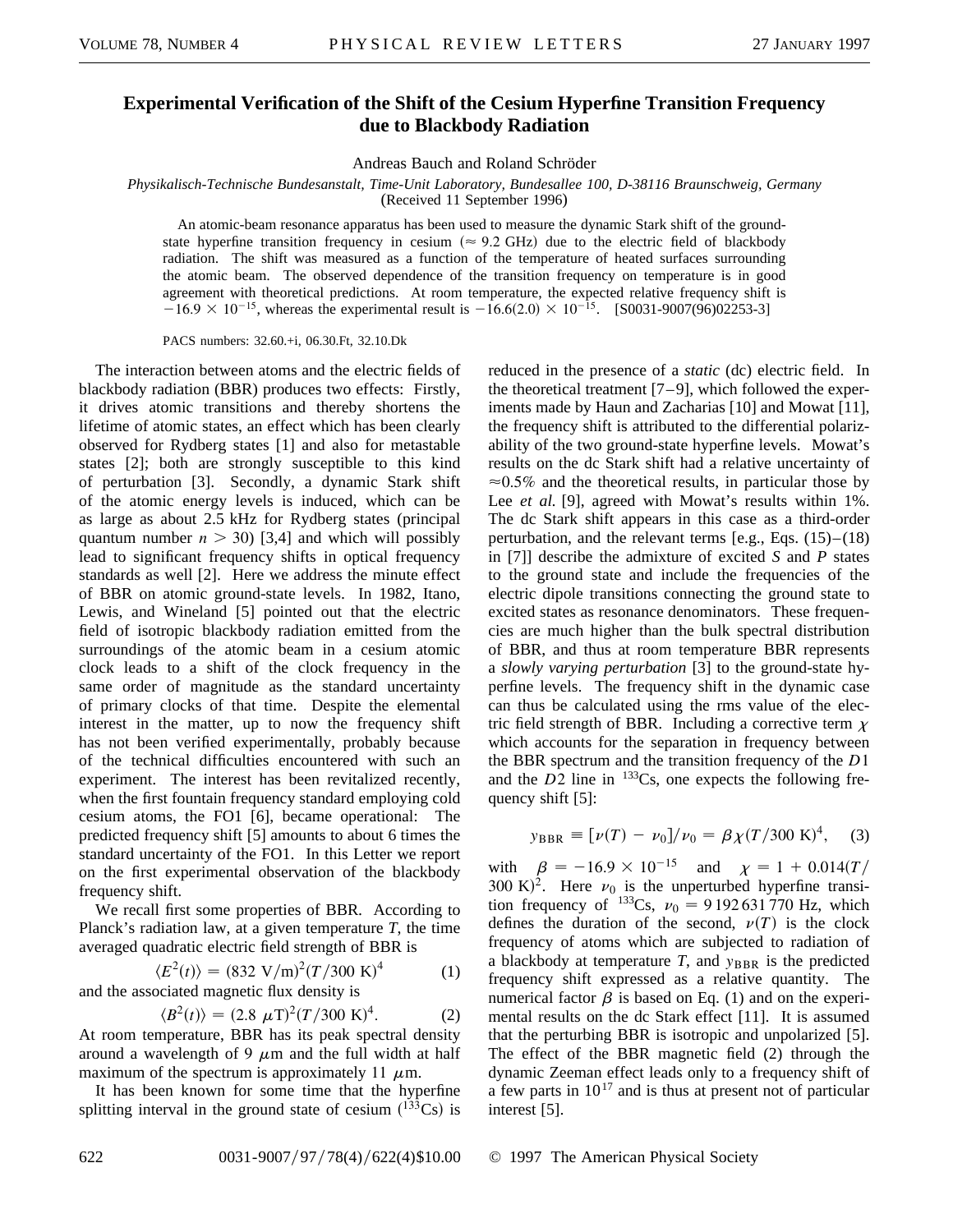# Experimental Verification of the Shift of the Cesium Hyperfine Transition Frequency due to Blackbody Radiation

Andreas Bauch and Roland Schröder

*Physikalisch-Technische Bundesanstalt, Time-Unit Laboratory, Bundesallee 100, D-38116 Braunschweig, Germany*
(Received 11 September 1996)

An atomic-beam resonance apparatus has been used to measure the dynamic Stark shift of the ground-state hyperfine transition frequency in cesium ($\approx 9.2$ GHz) due to the electric field of blackbody radiation. The shift was measured as a function of the temperature of heated surfaces surrounding the atomic beam. The observed dependence of the transition frequency on temperature is in good agreement with theoretical predictions. At room temperature, the expected relative frequency shift is $-16.9 \times 10^{-15}$, whereas the experimental result is $-16.6(2.0) \times 10^{-15}$. [S0031-9007(96)02253-3]

PACS numbers: 32.60.+i, 06.30.Ft, 32.10.Dk

The interaction between atoms and the electric fields of blackbody radiation (BBR) produces two effects: Firstly, it drives atomic transitions and thereby shortens the lifetime of atomic states, an effect which has been clearly observed for Rydberg states [1] and also for metastable states [2]; both are strongly susceptible to this kind of perturbation [3]. Secondly, a dynamic Stark shift of the atomic energy levels is induced, which can be as large as about 2.5 kHz for Rydberg states (principal quantum number $n > 30$) [3,4] and which will possibly lead to significant frequency shifts in optical frequency standards as well [2]. Here we address the minute effect of BBR on atomic ground-state levels. In 1982, Itano, Lewis, and Wineland [5] pointed out that the electric field of isotropic blackbody radiation emitted from the surroundings of the atomic beam in a cesium atomic clock leads to a shift of the clock frequency in the same order of magnitude as the standard uncertainty of primary clocks of that time. Despite the elemental interest in the matter, up to now the frequency shift has not been verified experimentally, probably because of the technical difficulties encountered with such an experiment. The interest has been revitalized recently, when the first fountain frequency standard employing cold cesium atoms, the FO1 [6], became operational: The predicted frequency shift [5] amounts to about 6 times the standard uncertainty of the FO1. In this Letter we report on the first experimental observation of the blackbody frequency shift.

We recall first some properties of BBR. According to Planck's radiation law, at a given temperature $T$, the time averaged quadratic electric field strength of BBR is

$$\langle E^2(t)\rangle = (832\ \text{V/m})^2 (T/300\ \text{K})^4 \qquad (1)$$

and the associated magnetic flux density is

$$\langle B^2(t)\rangle = (2.8\ \mu\text{T})^2 (T/300\ \text{K})^4. \qquad (2)$$

At room temperature, BBR has its peak spectral density around a wavelength of 9 $\mu$m and the full width at half maximum of the spectrum is approximately 11 $\mu$m.

It has been known for some time that the hyperfine splitting interval in the ground state of cesium ($^{133}$Cs) is reduced in the presence of a *static* (dc) electric field. In the theoretical treatment [7–9], which followed the experiments made by Haun and Zacharias [10] and Mowat [11], the frequency shift is attributed to the differential polarizability of the two ground-state hyperfine levels. Mowat's results on the dc Stark shift had a relative uncertainty of $\approx 0.5\%$ and the theoretical results, in particular those by Lee *et al.* [9], agreed with Mowat's results within 1%. The dc Stark shift appears in this case as a third-order perturbation, and the relevant terms [e.g., Eqs. (15)–(18) in [7]] describe the admixture of excited $S$ and $P$ states to the ground state and include the frequencies of the electric dipole transitions connecting the ground state to excited states as resonance denominators. These frequencies are much higher than the bulk spectral distribution of BBR, and thus at room temperature BBR represents a *slowly varying perturbation* [3] to the ground-state hyperfine levels. The frequency shift in the dynamic case can thus be calculated using the rms value of the electric field strength of BBR. Including a corrective term $\chi$ which accounts for the separation in frequency between the BBR spectrum and the transition frequency of the $D1$ and the $D2$ line in $^{133}$Cs, one expects the following frequency shift [5]:

$$y_{\text{BBR}} \equiv [\nu(T) - \nu_0]/\nu_0 = \beta\chi(T/300\ \text{K})^4, \qquad (3)$$

with $\beta = -16.9 \times 10^{-15}$ and $\chi = 1 + 0.014(T/300\ \text{K})^2$. Here $\nu_0$ is the unperturbed hyperfine transition frequency of $^{133}$Cs, $\nu_0 = 9\,192\,631\,770$ Hz, which defines the duration of the second, $\nu(T)$ is the clock frequency of atoms which are subjected to radiation of a blackbody at temperature $T$, and $y_{\text{BBR}}$ is the predicted frequency shift expressed as a relative quantity. The numerical factor $\beta$ is based on Eq. (1) and on the experimental results on the dc Stark effect [11]. It is assumed that the perturbing BBR is isotropic and unpolarized [5]. The effect of the BBR magnetic field (2) through the dynamic Zeeman effect leads only to a frequency shift of a few parts in $10^{17}$ and is thus at present not of particular interest [5].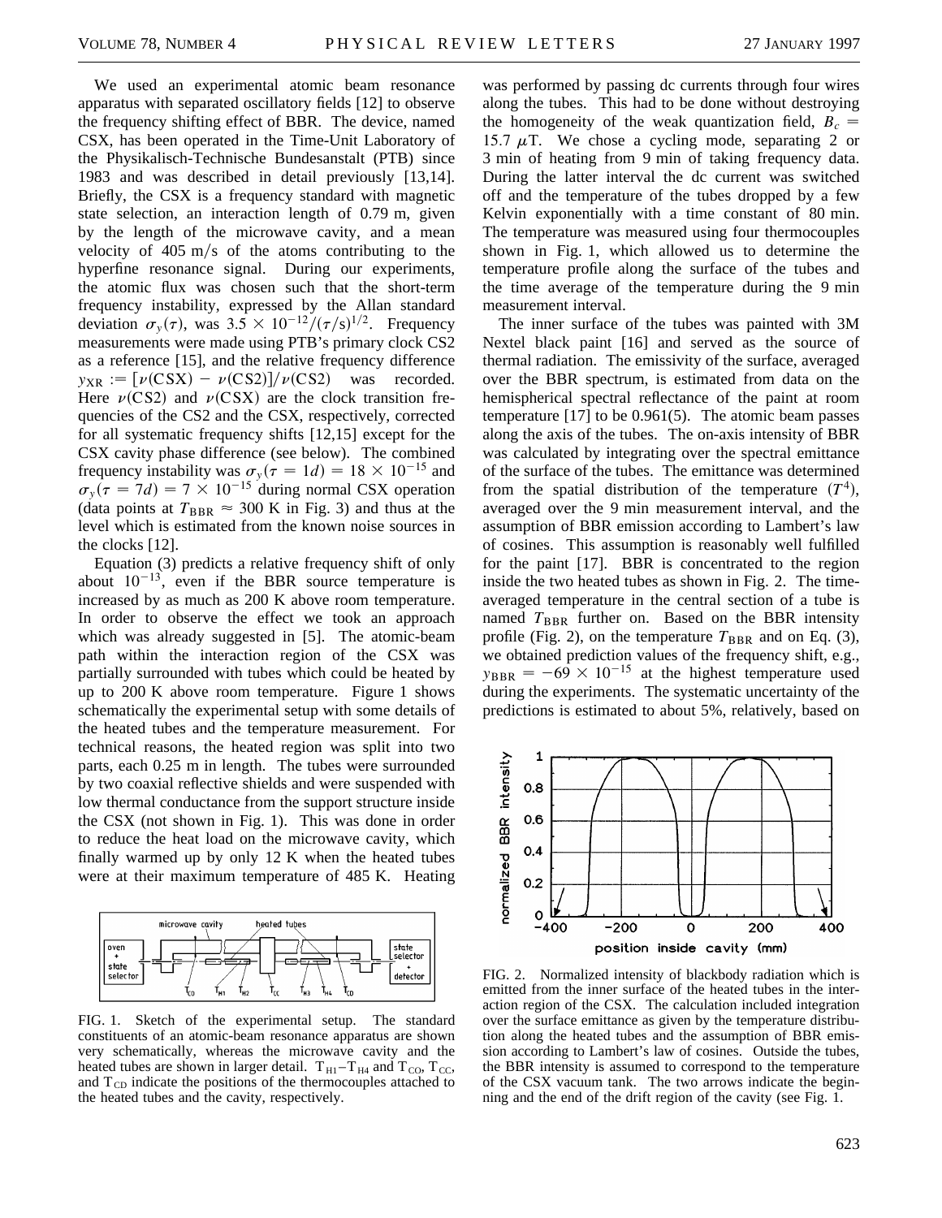We used an experimental atomic beam resonance apparatus with separated oscillatory fields [12] to observe the frequency shifting effect of BBR. The device, named CSX, has been operated in the Time-Unit Laboratory of the Physikalisch-Technische Bundesanstalt (PTB) since 1983 and was described in detail previously [13,14]. Briefly, the CSX is a frequency standard with magnetic state selection, an interaction length of 0.79 m, given by the length of the microwave cavity, and a mean velocity of 405 m/s of the atoms contributing to the hyperfine resonance signal. During our experiments, the atomic flux was chosen such that the short-term frequency instability, expressed by the Allan standard deviation $\sigma_y(\tau)$, was $3.5 \times 10^{-12}/(\tau/\text{s})^{1/2}$. Frequency measurements were made using PTB's primary clock CS2 as a reference [15], and the relative frequency difference $y_{\text{XR}} := [\nu(\text{CSX}) - \nu(\text{CS2})]/\nu(\text{CS2})$ was recorded. Here $\nu(\text{CS2})$ and $\nu(\text{CSX})$ are the clock transition frequencies of the CS2 and the CSX, respectively, corrected for all systematic frequency shifts [12,15] except for the CSX cavity phase difference (see below). The combined frequency instability was $\sigma_y(\tau = 1d) = 18 \times 10^{-15}$ and $\sigma_y(\tau = 7d) = 7 \times 10^{-15}$ during normal CSX operation (data points at $T_{\text{BBR}} \approx 300$ K in Fig. 3) and thus at the level which is estimated from the known noise sources in the clocks [12].

Equation (3) predicts a relative frequency shift of only about $10^{-13}$, even if the BBR source temperature is increased by as much as 200 K above room temperature. In order to observe the effect we took an approach which was already suggested in [5]. The atomic-beam path within the interaction region of the CSX was partially surrounded with tubes which could be heated by up to 200 K above room temperature. Figure 1 shows schematically the experimental setup with some details of the heated tubes and the temperature measurement. For technical reasons, the heated region was split into two parts, each 0.25 m in length. The tubes were surrounded by two coaxial reflective shields and were suspended with low thermal conductance from the support structure inside the CSX (not shown in Fig. 1). This was done in order to reduce the heat load on the microwave cavity, which finally warmed up by only 12 K when the heated tubes were at their maximum temperature of 485 K. Heating was performed by passing dc currents through four wires along the tubes. This had to be done without destroying the homogeneity of the weak quantization field, $B_c = 15.7\ \mu$T. We chose a cycling mode, separating 2 or 3 min of heating from 9 min of taking frequency data. During the latter interval the dc current was switched off and the temperature of the tubes dropped by a few Kelvin exponentially with a time constant of 80 min. The temperature was measured using four thermocouples shown in Fig. 1, which allowed us to determine the temperature profile along the surface of the tubes and the time average of the temperature during the 9 min measurement interval.

FIG. 1. Sketch of the experimental setup. The standard constituents of an atomic-beam resonance apparatus are shown very schematically, whereas the microwave cavity and the heated tubes are shown in larger detail. $T_{\text{H1}}$–$T_{\text{H4}}$ and $T_{\text{CO}}$, $T_{\text{CC}}$, and $T_{\text{CD}}$ indicate the positions of the thermocouples attached to the heated tubes and the cavity, respectively.

The inner surface of the tubes was painted with 3M Nextel black paint [16] and served as the source of thermal radiation. The emissivity of the surface, averaged over the BBR spectrum, is estimated from data on the hemispherical spectral reflectance of the paint at room temperature [17] to be 0.961(5). The atomic beam passes along the axis of the tubes. The on-axis intensity of BBR was calculated by integrating over the spectral emittance of the surface of the tubes. The emittance was determined from the spatial distribution of the temperature ($T^4$), averaged over the 9 min measurement interval, and the assumption of BBR emission according to Lambert's law of cosines. This assumption is reasonably well fulfilled for the paint [17]. BBR is concentrated to the region inside the two heated tubes as shown in Fig. 2. The time-averaged temperature in the central section of a tube is named $T_{\text{BBR}}$ further on. Based on the BBR intensity profile (Fig. 2), on the temperature $T_{\text{BBR}}$ and on Eq. (3), we obtained prediction values of the frequency shift, e.g., $y_{\text{BBR}} = -69 \times 10^{-15}$ at the highest temperature used during the experiments. The systematic uncertainty of the predictions is estimated to about 5%, relatively, based on

FIG. 2. Normalized intensity of blackbody radiation which is emitted from the inner surface of the heated tubes in the interaction region of the CSX. The calculation included integration over the surface emittance as given by the temperature distribution along the heated tubes and the assumption of BBR emission according to Lambert's law of cosines. Outside the tubes, the BBR intensity is assumed to correspond to the temperature of the CSX vacuum tank. The two arrows indicate the beginning and the end of the drift region of the cavity (see Fig. 1.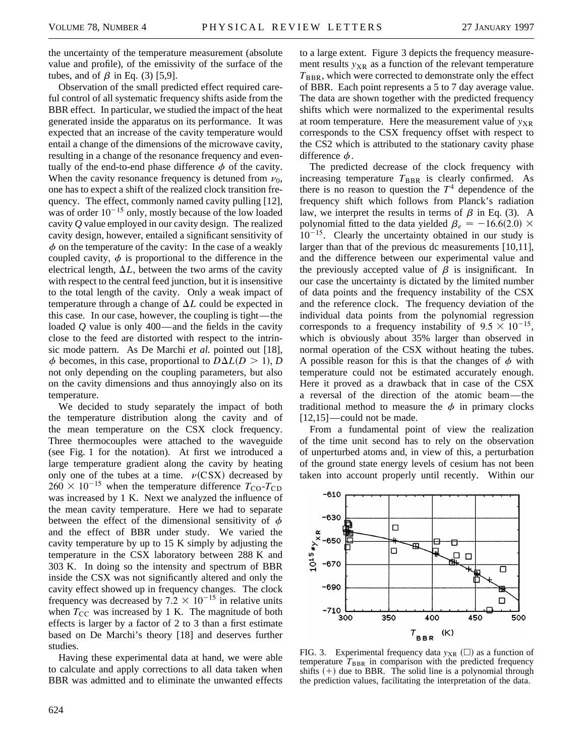the uncertainty of the temperature measurement (absolute value and profile), of the emissivity of the surface of the tubes, and of $\beta$ in Eq. (3) [5,9].

Observation of the small predicted effect required careful control of all systematic frequency shifts aside from the BBR effect. In particular, we studied the impact of the heat generated inside the apparatus on its performance. It was expected that an increase of the cavity temperature would entail a change of the dimensions of the microwave cavity, resulting in a change of the resonance frequency and eventually of the end-to-end phase difference $\phi$ of the cavity. When the cavity resonance frequency is detuned from $\nu_0$, one has to expect a shift of the realized clock transition frequency. The effect, commonly named cavity pulling [12], was of order $10^{-15}$ only, mostly because of the low loaded cavity $Q$ value employed in our cavity design. The realized cavity design, however, entailed a significant sensitivity of $\phi$ on the temperature of the cavity: In the case of a weakly coupled cavity, $\phi$ is proportional to the difference in the electrical length, $\Delta L$, between the two arms of the cavity with respect to the central feed junction, but it is insensitive to the total length of the cavity. Only a weak impact of temperature through a change of $\Delta L$ could be expected in this case. In our case, however, the coupling is tight—the loaded $Q$ value is only 400—and the fields in the cavity close to the feed are distorted with respect to the intrinsic mode pattern. As De Marchi *et al.* pointed out [18], $\phi$ becomes, in this case, proportional to $D\Delta L (D > 1)$, $D$ not only depending on the coupling parameters, but also on the cavity dimensions and thus annoyingly also on its temperature.

We decided to study separately the impact of both the temperature distribution along the cavity and of the mean temperature on the CSX clock frequency. Three thermocouples were attached to the waveguide (see Fig. 1 for the notation). At first we introduced a large temperature gradient along the cavity by heating only one of the tubes at a time. $\nu(\mathrm{CSX})$ decreased by $260 \times 10^{-15}$ when the temperature difference $T_{\mathrm{CO}}$-$T_{\mathrm{CD}}$ was increased by 1 K. Next we analyzed the influence of the mean cavity temperature. Here we had to separate between the effect of the dimensional sensitivity of $\phi$ and the effect of BBR under study. We varied the cavity temperature by up to 15 K simply by adjusting the temperature in the CSX laboratory between 288 K and 303 K. In doing so the intensity and spectrum of BBR inside the CSX was not significantly altered and only the cavity effect showed up in frequency changes. The clock frequency was decreased by $7.2 \times 10^{-15}$ in relative units when $T_{\mathrm{CC}}$ was increased by 1 K. The magnitude of both effects is larger by a factor of 2 to 3 than a first estimate based on De Marchi's theory [18] and deserves further studies.

Having these experimental data at hand, we were able to calculate and apply corrections to all data taken when BBR was admitted and to eliminate the unwanted effects to a large extent. Figure 3 depicts the frequency measurement results $y_{\mathrm{XR}}$ as a function of the relevant temperature $T_{\mathrm{BBR}}$, which were corrected to demonstrate only the effect of BBR. Each point represents a 5 to 7 day average value. The data are shown together with the predicted frequency shifts which were normalized to the experimental results at room temperature. Here the measurement value of $y_{\mathrm{XR}}$ corresponds to the CSX frequency offset with respect to the CS2 which is attributed to the stationary cavity phase difference $\phi$.

The predicted decrease of the clock frequency with increasing temperature $T_{\mathrm{BBR}}$ is clearly confirmed. As there is no reason to question the $T^4$ dependence of the frequency shift which follows from Planck's radiation law, we interpret the results in terms of $\beta$ in Eq. (3). A polynomial fitted to the data yielded $\beta_e = -16.6(2.0) \times 10^{-15}$. Clearly the uncertainty obtained in our study is larger than that of the previous dc measurements [10,11], and the difference between our experimental value and the previously accepted value of $\beta$ is insignificant. In our case the uncertainty is dictated by the limited number of data points and the frequency instability of the CSX and the reference clock. The frequency deviation of the individual data points from the polynomial regression corresponds to a frequency instability of $9.5 \times 10^{-15}$, which is obviously about 35% larger than observed in normal operation of the CSX without heating the tubes. A possible reason for this is that the changes of $\phi$ with temperature could not be estimated accurately enough. Here it proved as a drawback that in case of the CSX a reversal of the direction of the atomic beam—the traditional method to measure the $\phi$ in primary clocks [12,15]—could not be made.

From a fundamental point of view the realization of the time unit second has to rely on the observation of unperturbed atoms and, in view of this, a perturbation of the ground state energy levels of cesium has not been taken into account properly until recently. Within our

FIG. 3. Experimental frequency data $y_{\mathrm{XR}}$ (□) as a function of temperature $T_{\mathrm{BBR}}$ in comparison with the predicted frequency shifts (+) due to BBR. The solid line is a polynomial through the prediction values, facilitating the interpretation of the data.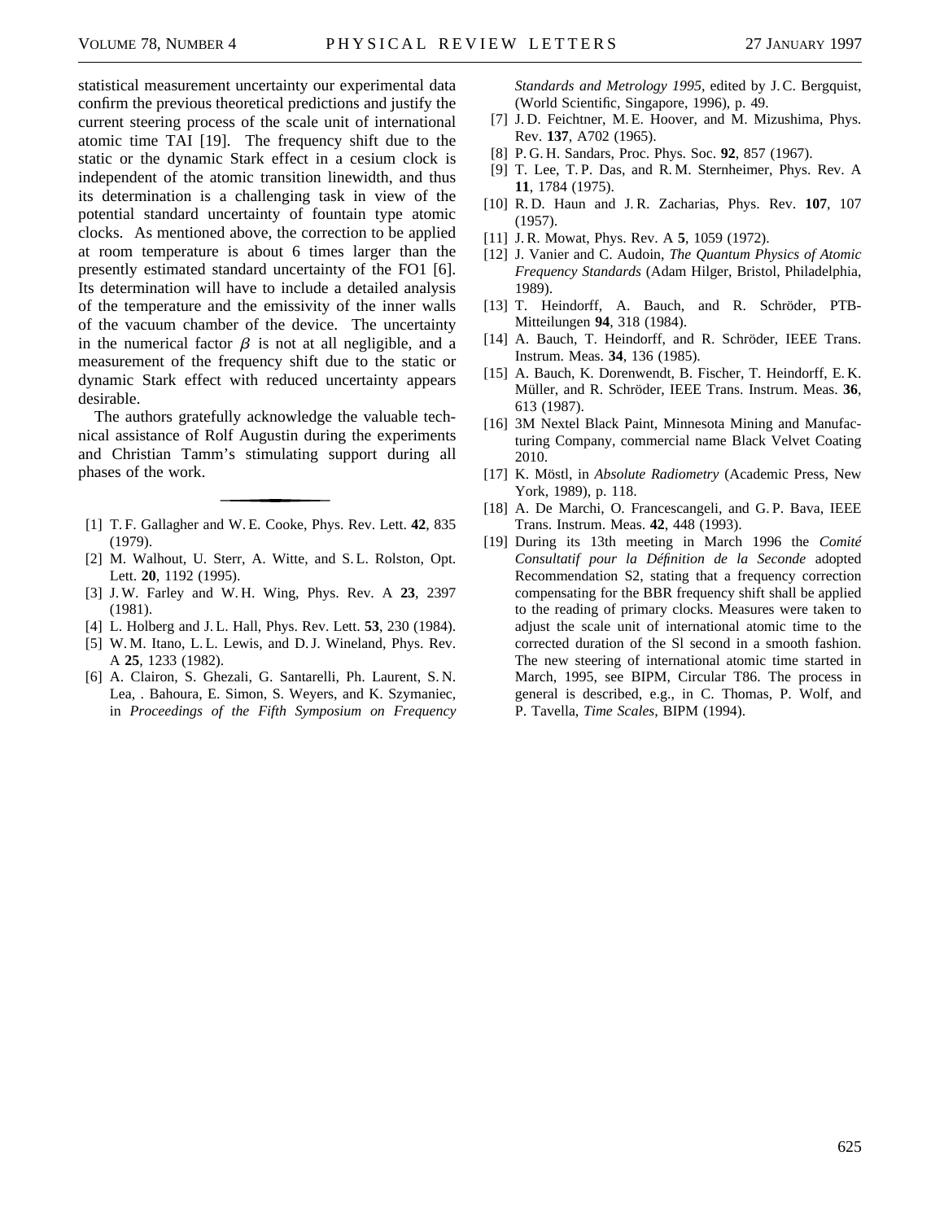statistical measurement uncertainty our experimental data confirm the previous theoretical predictions and justify the current steering process of the scale unit of international atomic time TAI [19]. The frequency shift due to the static or the dynamic Stark effect in a cesium clock is independent of the atomic transition linewidth, and thus its determination is a challenging task in view of the potential standard uncertainty of fountain type atomic clocks. As mentioned above, the correction to be applied at room temperature is about 6 times larger than the presently estimated standard uncertainty of the FO1 [6]. Its determination will have to include a detailed analysis of the temperature and the emissivity of the inner walls of the vacuum chamber of the device. The uncertainty in the numerical factor $\beta$ is not at all negligible, and a measurement of the frequency shift due to the static or dynamic Stark effect with reduced uncertainty appears desirable.

The authors gratefully acknowledge the valuable technical assistance of Rolf Augustin during the experiments and Christian Tamm's stimulating support during all phases of the work.

---

[1] T. F. Gallagher and W. E. Cooke, Phys. Rev. Lett. **42**, 835 (1979).

[2] M. Walhout, U. Sterr, A. Witte, and S. L. Rolston, Opt. Lett. **20**, 1192 (1995).

[3] J. W. Farley and W. H. Wing, Phys. Rev. A **23**, 2397 (1981).

[4] L. Holberg and J. L. Hall, Phys. Rev. Lett. **53**, 230 (1984).

[5] W. M. Itano, L. L. Lewis, and D. J. Wineland, Phys. Rev. A **25**, 1233 (1982).

[6] A. Clairon, S. Ghezali, G. Santarelli, Ph. Laurent, S. N. Lea, . Bahoura, E. Simon, S. Weyers, and K. Szymaniec, in *Proceedings of the Fifth Symposium on Frequency Standards and Metrology 1995,* edited by J. C. Bergquist, (World Scientific, Singapore, 1996), p. 49.

[7] J. D. Feichtner, M. E. Hoover, and M. Mizushima, Phys. Rev. **137**, A702 (1965).

[8] P. G. H. Sandars, Proc. Phys. Soc. **92**, 857 (1967).

[9] T. Lee, T. P. Das, and R. M. Sternheimer, Phys. Rev. A **11**, 1784 (1975).

[10] R. D. Haun and J. R. Zacharias, Phys. Rev. **107**, 107 (1957).

[11] J. R. Mowat, Phys. Rev. A **5**, 1059 (1972).

[12] J. Vanier and C. Audoin, *The Quantum Physics of Atomic Frequency Standards* (Adam Hilger, Bristol, Philadelphia, 1989).

[13] T. Heindorff, A. Bauch, and R. Schröder, PTB-Mitteilungen **94**, 318 (1984).

[14] A. Bauch, T. Heindorff, and R. Schröder, IEEE Trans. Instrum. Meas. **34**, 136 (1985).

[15] A. Bauch, K. Dorenwendt, B. Fischer, T. Heindorff, E. K. Müller, and R. Schröder, IEEE Trans. Instrum. Meas. **36**, 613 (1987).

[16] 3M Nextel Black Paint, Minnesota Mining and Manufacturing Company, commercial name Black Velvet Coating 2010.

[17] K. Möstl, in *Absolute Radiometry* (Academic Press, New York, 1989), p. 118.

[18] A. De Marchi, O. Francescangeli, and G. P. Bava, IEEE Trans. Instrum. Meas. **42**, 448 (1993).

[19] During its 13th meeting in March 1996 the *Comité Consultatif pour la Définition de la Seconde* adopted Recommendation S2, stating that a frequency correction compensating for the BBR frequency shift shall be applied to the reading of primary clocks. Measures were taken to adjust the scale unit of international atomic time to the corrected duration of the Sl second in a smooth fashion. The new steering of international atomic time started in March, 1995, see BIPM, Circular T86. The process in general is described, e.g., in C. Thomas, P. Wolf, and P. Tavella, *Time Scales,* BIPM (1994).